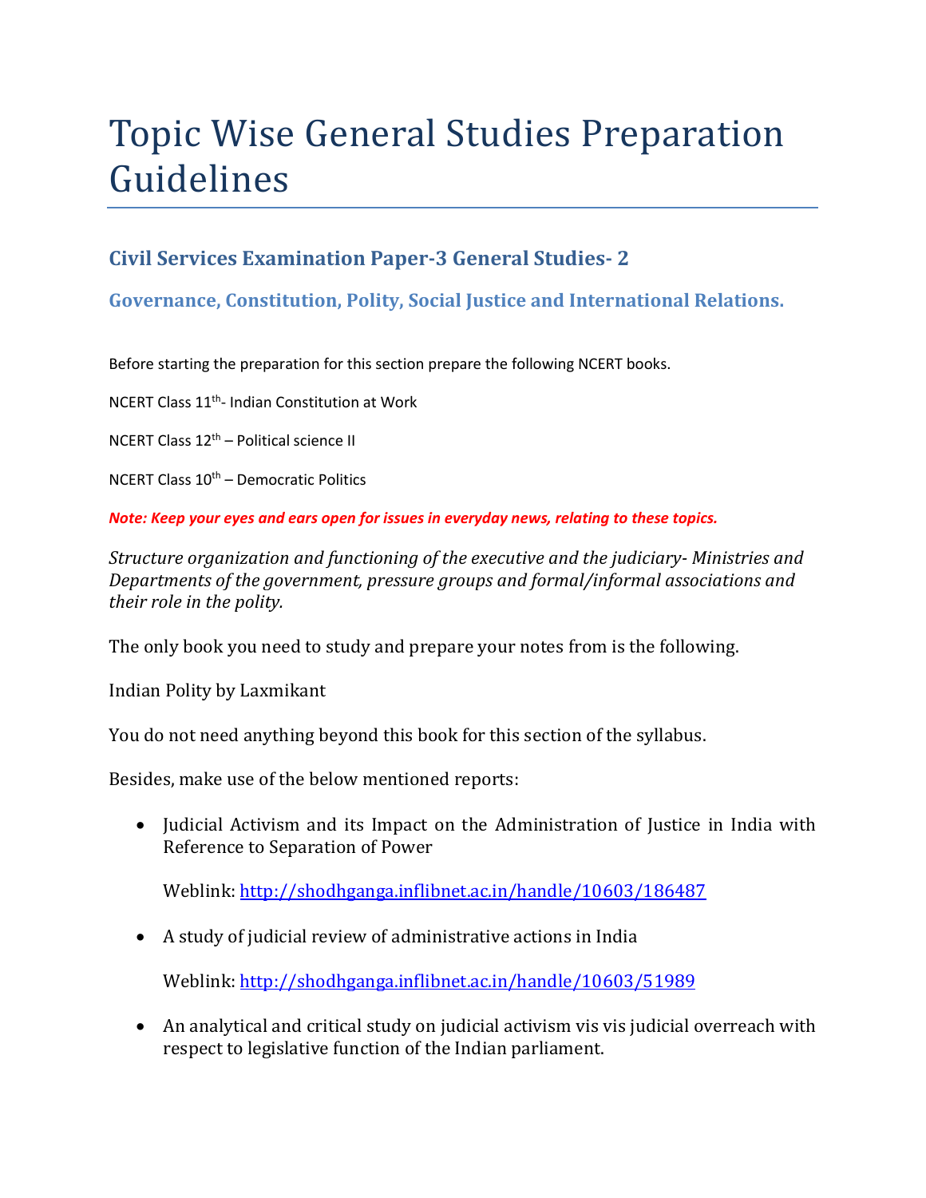# Topic Wise General Studies Preparation Guidelines

## Civil Services Examination Paper-3 General Studies- 2

### Governance, Constitution, Polity, Social Justice and International Relations.

Before starting the preparation for this section prepare the following NCERT books.

NCERT Class 11th- Indian Constitution at Work

NCERT Class 12th – Political science II

NCERT Class 10th – Democratic Politics

***Note: Keep your eyes and ears open for issues in everyday news, relating to these topics.***

*Structure organization and functioning of the executive and the judiciary- Ministries and Departments of the government, pressure groups and formal/informal associations and their role in the polity.*

The only book you need to study and prepare your notes from is the following.

Indian Polity by Laxmikant

You do not need anything beyond this book for this section of the syllabus.

Besides, make use of the below mentioned reports:

- Judicial Activism and its Impact on the Administration of Justice in India with Reference to Separation of Power

  Weblink: http://shodhganga.inflibnet.ac.in/handle/10603/186487

- A study of judicial review of administrative actions in India

  Weblink: http://shodhganga.inflibnet.ac.in/handle/10603/51989

- An analytical and critical study on judicial activism vis vis judicial overreach with respect to legislative function of the Indian parliament.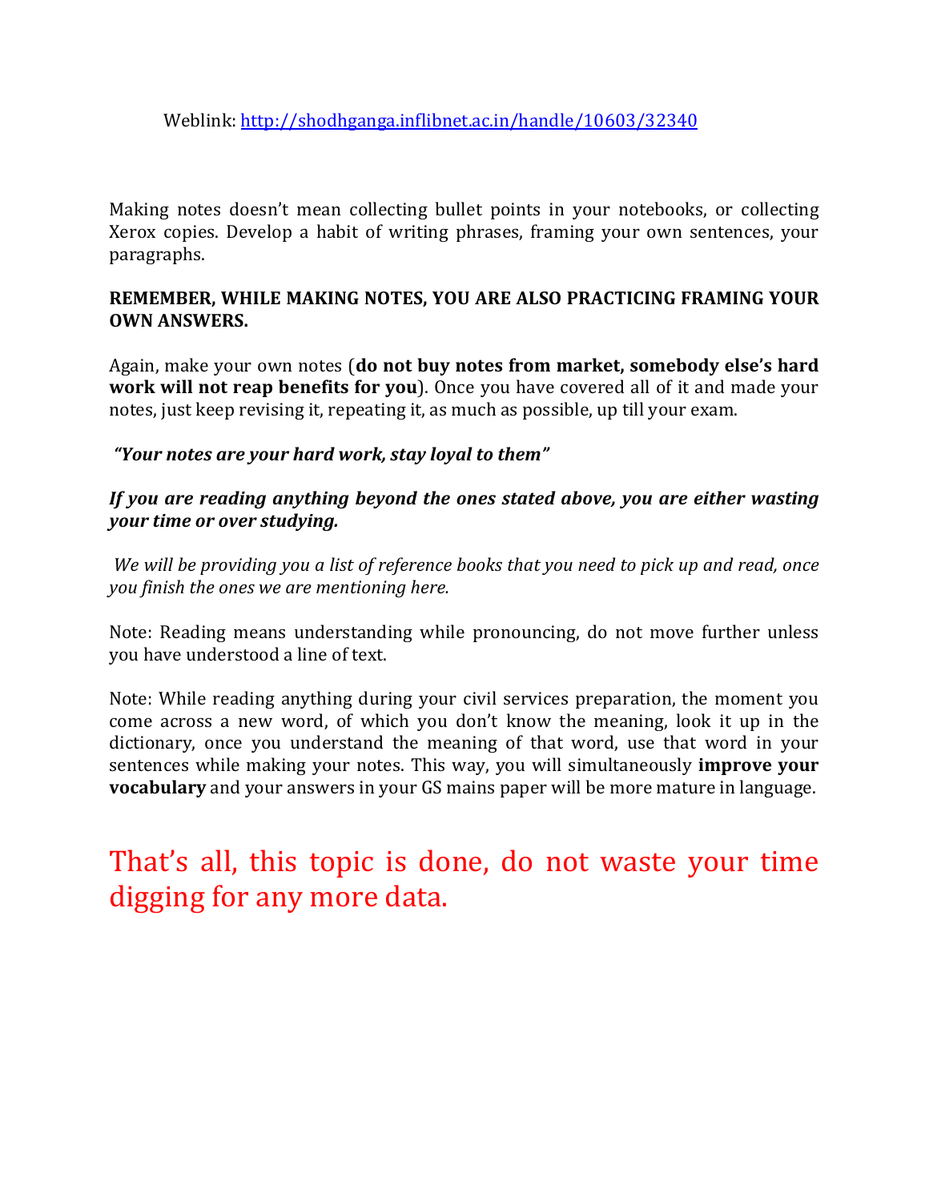Weblink: [http://shodhganga.inflibnet.ac.in/handle/10603/32340](http://shodhganga.inflibnet.ac.in/handle/10603/32340)

Making notes doesn't mean collecting bullet points in your notebooks, or collecting Xerox copies. Develop a habit of writing phrases, framing your own sentences, your paragraphs.

**REMEMBER, WHILE MAKING NOTES, YOU ARE ALSO PRACTICING FRAMING YOUR OWN ANSWERS.**

Again, make your own notes (**do not buy notes from market, somebody else's hard work will not reap benefits for you**). Once you have covered all of it and made your notes, just keep revising it, repeating it, as much as possible, up till your exam.

***"Your notes are your hard work, stay loyal to them"***

***If you are reading anything beyond the ones stated above, you are either wasting your time or over studying.***

*We will be providing you a list of reference books that you need to pick up and read, once you finish the ones we are mentioning here.*

Note: Reading means understanding while pronouncing, do not move further unless you have understood a line of text.

Note: While reading anything during your civil services preparation, the moment you come across a new word, of which you don't know the meaning, look it up in the dictionary, once you understand the meaning of that word, use that word in your sentences while making your notes. This way, you will simultaneously **improve your vocabulary** and your answers in your GS mains paper will be more mature in language.

That's all, this topic is done, do not waste your time digging for any more data.